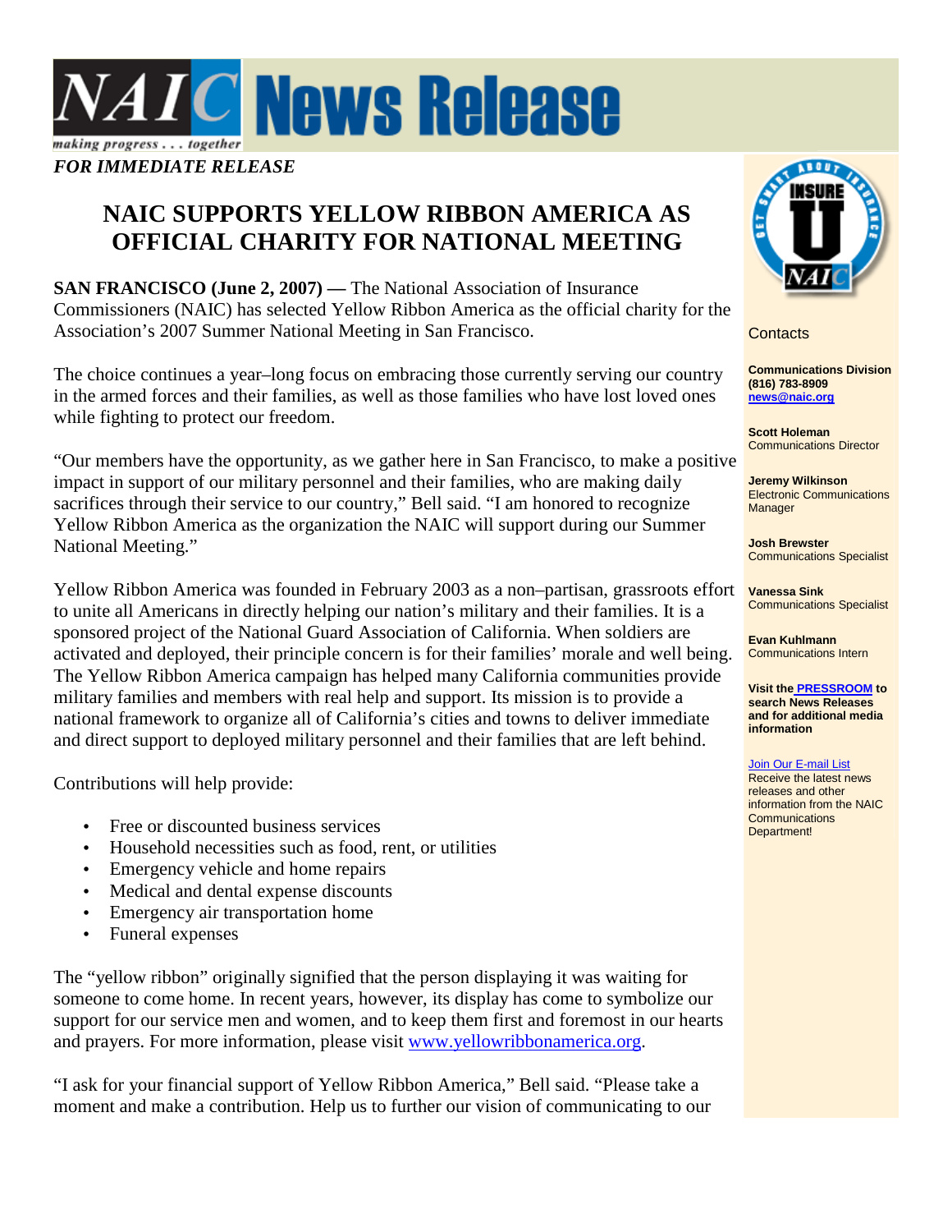# NAIC News Release

*making progress . . . together*

***FOR IMMEDIATE RELEASE***

## NAIC SUPPORTS YELLOW RIBBON AMERICA AS OFFICIAL CHARITY FOR NATIONAL MEETING

**SAN FRANCISCO (June 2, 2007) —** The National Association of Insurance Commissioners (NAIC) has selected Yellow Ribbon America as the official charity for the Association's 2007 Summer National Meeting in San Francisco.

The choice continues a year–long focus on embracing those currently serving our country in the armed forces and their families, as well as those families who have lost loved ones while fighting to protect our freedom.

"Our members have the opportunity, as we gather here in San Francisco, to make a positive impact in support of our military personnel and their families, who are making daily sacrifices through their service to our country," Bell said. "I am honored to recognize Yellow Ribbon America as the organization the NAIC will support during our Summer National Meeting."

Yellow Ribbon America was founded in February 2003 as a non–partisan, grassroots effort to unite all Americans in directly helping our nation's military and their families. It is a sponsored project of the National Guard Association of California. When soldiers are activated and deployed, their principle concern is for their families' morale and well being. The Yellow Ribbon America campaign has helped many California communities provide military families and members with real help and support. Its mission is to provide a national framework to organize all of California's cities and towns to deliver immediate and direct support to deployed military personnel and their families that are left behind.

Contributions will help provide:

- Free or discounted business services
- Household necessities such as food, rent, or utilities
- Emergency vehicle and home repairs
- Medical and dental expense discounts
- Emergency air transportation home
- Funeral expenses

The "yellow ribbon" originally signified that the person displaying it was waiting for someone to come home. In recent years, however, its display has come to symbolize our support for our service men and women, and to keep them first and foremost in our hearts and prayers. For more information, please visit www.yellowribbonamerica.org.

"I ask for your financial support of Yellow Ribbon America," Bell said. "Please take a moment and make a contribution. Help us to further our vision of communicating to our

---

Contacts

**Communications Division**
**(816) 783-8909**
**news@naic.org**

**Scott Holeman**
Communications Director

**Jeremy Wilkinson**
Electronic Communications Manager

**Josh Brewster**
Communications Specialist

**Vanessa Sink**
Communications Specialist

**Evan Kuhlmann**
Communications Intern

**Visit the PRESSROOM to search News Releases and for additional media information**

Join Our E-mail List
Receive the latest news releases and other information from the NAIC Communications Department!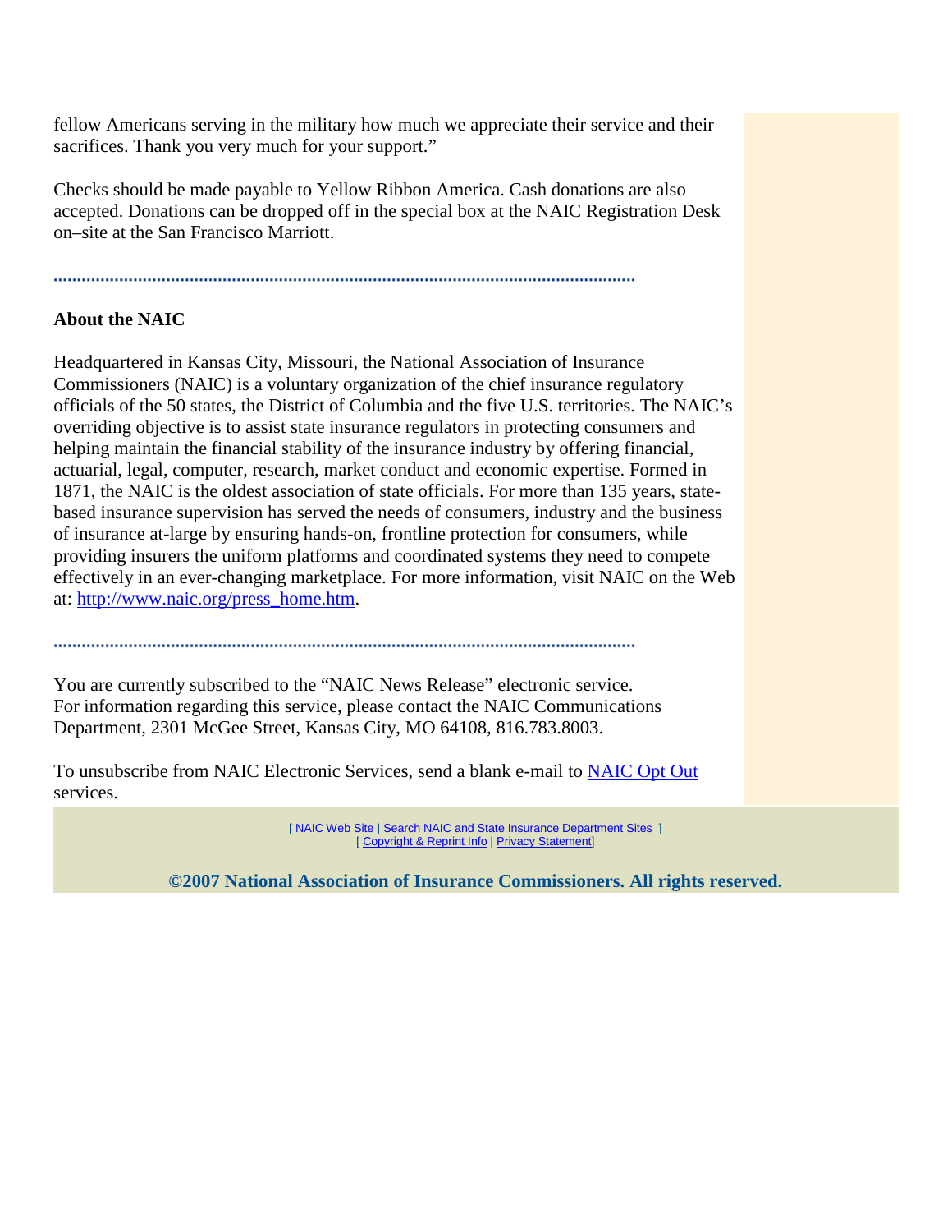fellow Americans serving in the military how much we appreciate their service and their sacrifices. Thank you very much for your support."

Checks should be made payable to Yellow Ribbon America. Cash donations are also accepted. Donations can be dropped off in the special box at the NAIC Registration Desk on–site at the San Francisco Marriott.

---

**About the NAIC**

Headquartered in Kansas City, Missouri, the National Association of Insurance Commissioners (NAIC) is a voluntary organization of the chief insurance regulatory officials of the 50 states, the District of Columbia and the five U.S. territories. The NAIC's overriding objective is to assist state insurance regulators in protecting consumers and helping maintain the financial stability of the insurance industry by offering financial, actuarial, legal, computer, research, market conduct and economic expertise. Formed in 1871, the NAIC is the oldest association of state officials. For more than 135 years, state-based insurance supervision has served the needs of consumers, industry and the business of insurance at-large by ensuring hands-on, frontline protection for consumers, while providing insurers the uniform platforms and coordinated systems they need to compete effectively in an ever-changing marketplace. For more information, visit NAIC on the Web at: http://www.naic.org/press_home.htm.

---

You are currently subscribed to the "NAIC News Release" electronic service.
For information regarding this service, please contact the NAIC Communications Department, 2301 McGee Street, Kansas City, MO 64108, 816.783.8003.

To unsubscribe from NAIC Electronic Services, send a blank e-mail to NAIC Opt Out services.

[ NAIC Web Site | Search NAIC and State Insurance Department Sites ]
[ Copyright & Reprint Info | Privacy Statement]

**©2007 National Association of Insurance Commissioners. All rights reserved.**